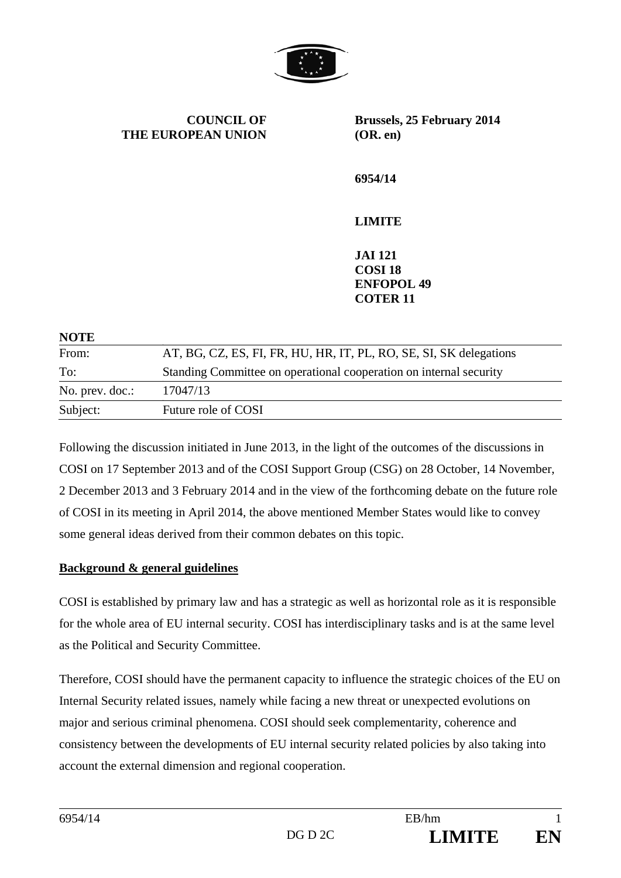**COUNCIL OF THE EUROPEAN UNION**

**Brussels, 25 February 2014 (OR. en)**

**6954/14**

**LIMITE**

**JAI 121**
**COSI 18**
**ENFOPOL 49**
**COTER 11**

**NOTE**

| | |
|---|---|
| From: | AT, BG, CZ, ES, FI, FR, HU, HR, IT, PL, RO, SE, SI, SK delegations |
| To: | Standing Committee on operational cooperation on internal security |
| No. prev. doc.: | 17047/13 |
| Subject: | Future role of COSI |

Following the discussion initiated in June 2013, in the light of the outcomes of the discussions in COSI on 17 September 2013 and of the COSI Support Group (CSG) on 28 October, 14 November, 2 December 2013 and 3 February 2014 and in the view of the forthcoming debate on the future role of COSI in its meeting in April 2014, the above mentioned Member States would like to convey some general ideas derived from their common debates on this topic.

**Background & general guidelines**

COSI is established by primary law and has a strategic as well as horizontal role as it is responsible for the whole area of EU internal security. COSI has interdisciplinary tasks and is at the same level as the Political and Security Committee.

Therefore, COSI should have the permanent capacity to influence the strategic choices of the EU on Internal Security related issues, namely while facing a new threat or unexpected evolutions on major and serious criminal phenomena. COSI should seek complementarity, coherence and consistency between the developments of EU internal security related policies by also taking into account the external dimension and regional cooperation.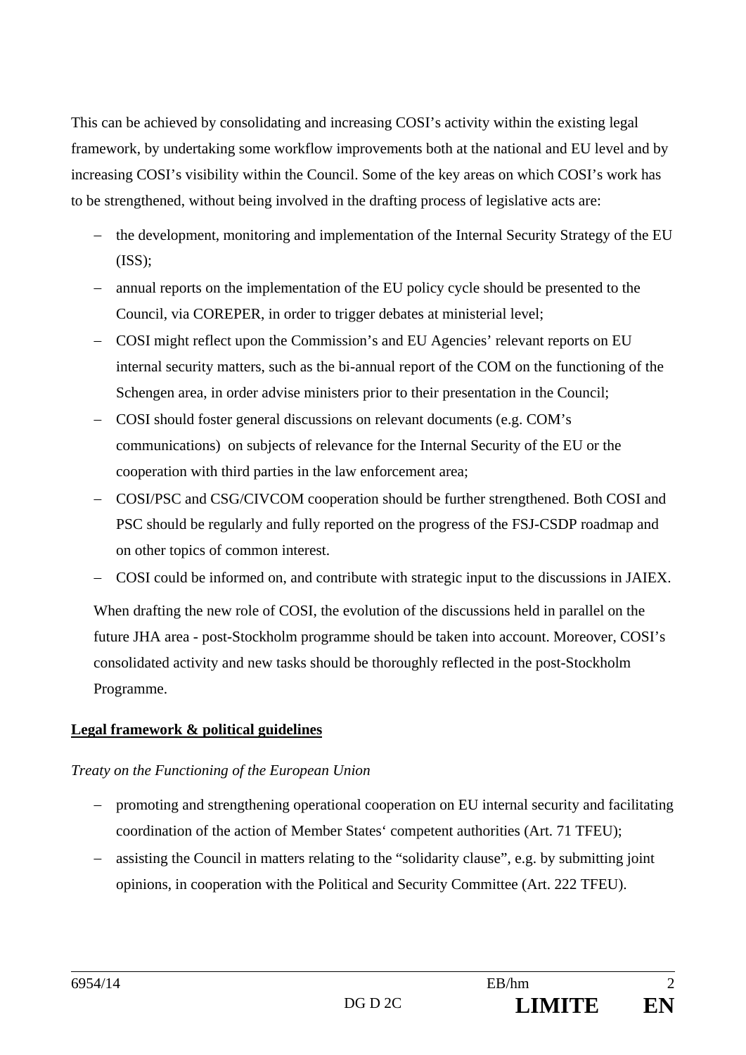This can be achieved by consolidating and increasing COSI's activity within the existing legal framework, by undertaking some workflow improvements both at the national and EU level and by increasing COSI's visibility within the Council. Some of the key areas on which COSI's work has to be strengthened, without being involved in the drafting process of legislative acts are:

- the development, monitoring and implementation of the Internal Security Strategy of the EU (ISS);
- annual reports on the implementation of the EU policy cycle should be presented to the Council, via COREPER, in order to trigger debates at ministerial level;
- COSI might reflect upon the Commission's and EU Agencies' relevant reports on EU internal security matters, such as the bi-annual report of the COM on the functioning of the Schengen area, in order advise ministers prior to their presentation in the Council;
- COSI should foster general discussions on relevant documents (e.g. COM's communications) on subjects of relevance for the Internal Security of the EU or the cooperation with third parties in the law enforcement area;
- COSI/PSC and CSG/CIVCOM cooperation should be further strengthened. Both COSI and PSC should be regularly and fully reported on the progress of the FSJ-CSDP roadmap and on other topics of common interest.
- COSI could be informed on, and contribute with strategic input to the discussions in JAIEX.

When drafting the new role of COSI, the evolution of the discussions held in parallel on the future JHA area - post-Stockholm programme should be taken into account. Moreover, COSI's consolidated activity and new tasks should be thoroughly reflected in the post-Stockholm Programme.

**Legal framework & political guidelines**

*Treaty on the Functioning of the European Union*

- promoting and strengthening operational cooperation on EU internal security and facilitating coordination of the action of Member States' competent authorities (Art. 71 TFEU);
- assisting the Council in matters relating to the "solidarity clause", e.g. by submitting joint opinions, in cooperation with the Political and Security Committee (Art. 222 TFEU).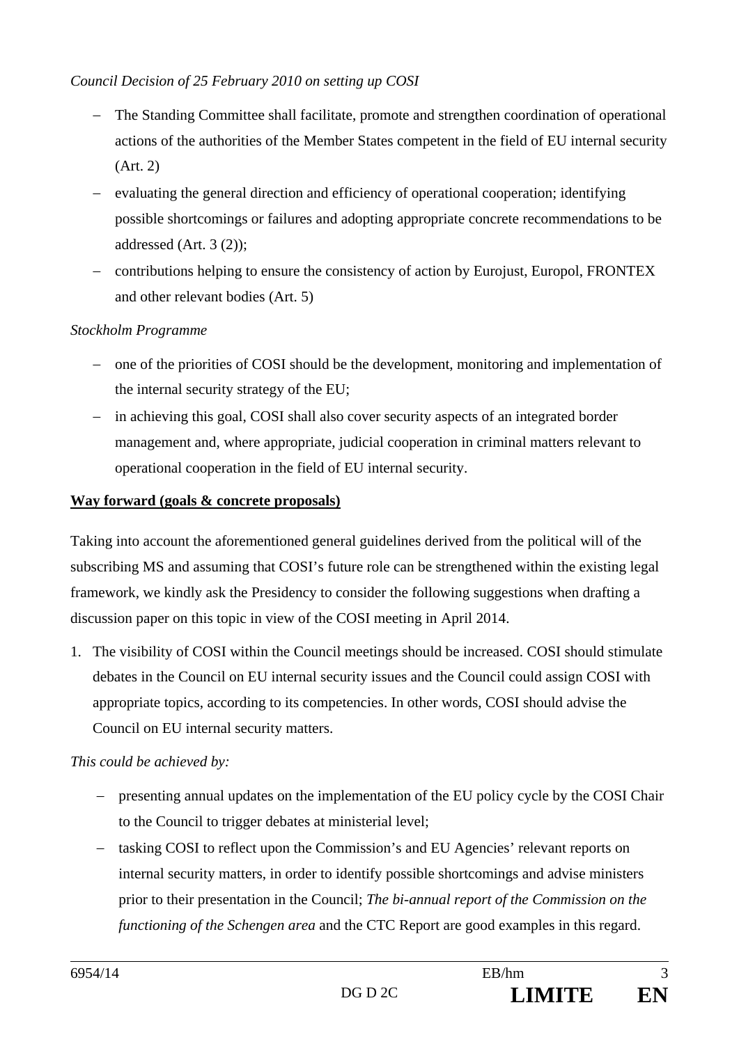*Council Decision of 25 February 2010 on setting up COSI*

- The Standing Committee shall facilitate, promote and strengthen coordination of operational actions of the authorities of the Member States competent in the field of EU internal security (Art. 2)
- evaluating the general direction and efficiency of operational cooperation; identifying possible shortcomings or failures and adopting appropriate concrete recommendations to be addressed (Art. 3 (2));
- contributions helping to ensure the consistency of action by Eurojust, Europol, FRONTEX and other relevant bodies (Art. 5)

*Stockholm Programme*

- one of the priorities of COSI should be the development, monitoring and implementation of the internal security strategy of the EU;
- in achieving this goal, COSI shall also cover security aspects of an integrated border management and, where appropriate, judicial cooperation in criminal matters relevant to operational cooperation in the field of EU internal security.

**Way forward (goals & concrete proposals)**

Taking into account the aforementioned general guidelines derived from the political will of the subscribing MS and assuming that COSI's future role can be strengthened within the existing legal framework, we kindly ask the Presidency to consider the following suggestions when drafting a discussion paper on this topic in view of the COSI meeting in April 2014.

1. The visibility of COSI within the Council meetings should be increased. COSI should stimulate debates in the Council on EU internal security issues and the Council could assign COSI with appropriate topics, according to its competencies. In other words, COSI should advise the Council on EU internal security matters.

*This could be achieved by:*

- presenting annual updates on the implementation of the EU policy cycle by the COSI Chair to the Council to trigger debates at ministerial level;
- tasking COSI to reflect upon the Commission's and EU Agencies' relevant reports on internal security matters, in order to identify possible shortcomings and advise ministers prior to their presentation in the Council; *The bi-annual report of the Commission on the functioning of the Schengen area* and the CTC Report are good examples in this regard.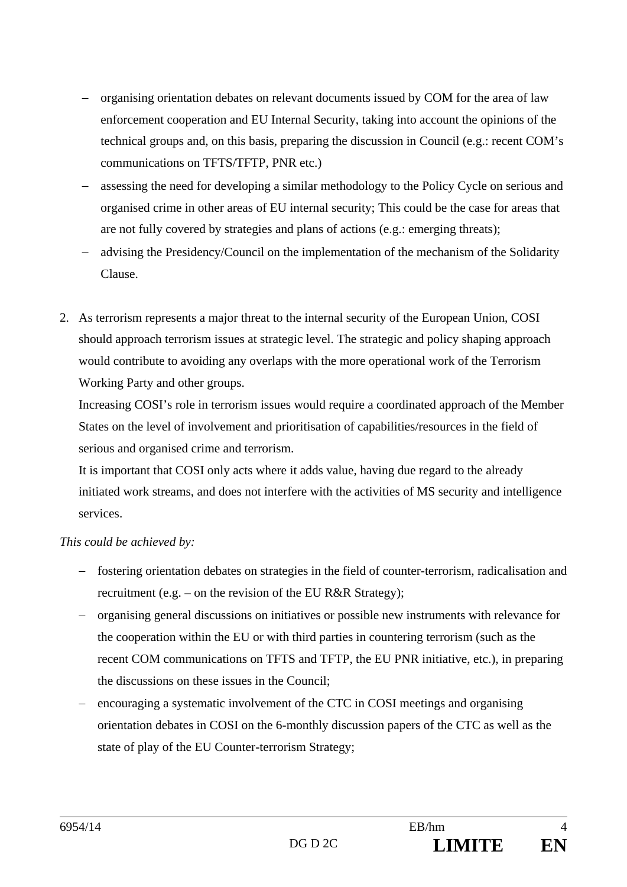- organising orientation debates on relevant documents issued by COM for the area of law enforcement cooperation and EU Internal Security, taking into account the opinions of the technical groups and, on this basis, preparing the discussion in Council (e.g.: recent COM's communications on TFTS/TFTP, PNR etc.)
- assessing the need for developing a similar methodology to the Policy Cycle on serious and organised crime in other areas of EU internal security; This could be the case for areas that are not fully covered by strategies and plans of actions (e.g.: emerging threats);
- advising the Presidency/Council on the implementation of the mechanism of the Solidarity Clause.

2. As terrorism represents a major threat to the internal security of the European Union, COSI should approach terrorism issues at strategic level. The strategic and policy shaping approach would contribute to avoiding any overlaps with the more operational work of the Terrorism Working Party and other groups.

   Increasing COSI's role in terrorism issues would require a coordinated approach of the Member States on the level of involvement and prioritisation of capabilities/resources in the field of serious and organised crime and terrorism.

   It is important that COSI only acts where it adds value, having due regard to the already initiated work streams, and does not interfere with the activities of MS security and intelligence services.

*This could be achieved by:*

- fostering orientation debates on strategies in the field of counter-terrorism, radicalisation and recruitment (e.g. – on the revision of the EU R&R Strategy);
- organising general discussions on initiatives or possible new instruments with relevance for the cooperation within the EU or with third parties in countering terrorism (such as the recent COM communications on TFTS and TFTP, the EU PNR initiative, etc.), in preparing the discussions on these issues in the Council;
- encouraging a systematic involvement of the CTC in COSI meetings and organising orientation debates in COSI on the 6-monthly discussion papers of the CTC as well as the state of play of the EU Counter-terrorism Strategy;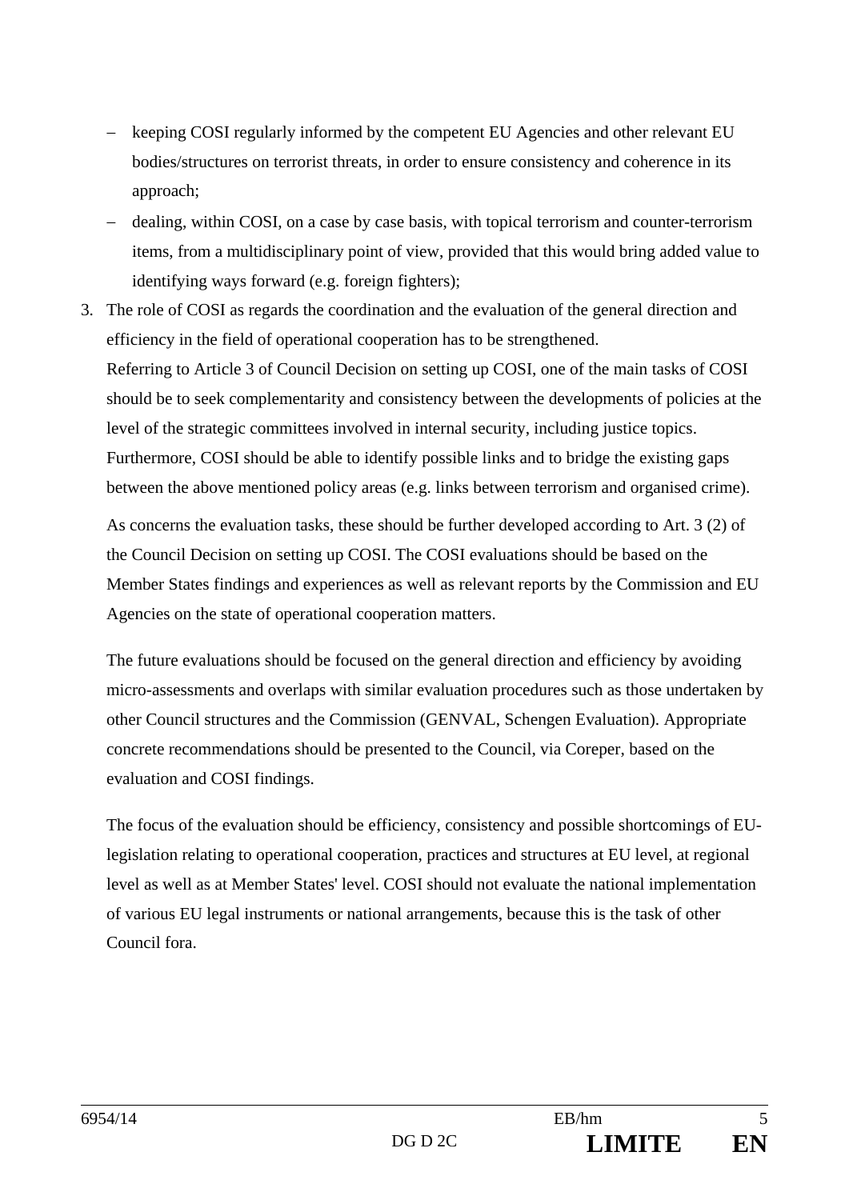- keeping COSI regularly informed by the competent EU Agencies and other relevant EU bodies/structures on terrorist threats, in order to ensure consistency and coherence in its approach;
- dealing, within COSI, on a case by case basis, with topical terrorism and counter-terrorism items, from a multidisciplinary point of view, provided that this would bring added value to identifying ways forward (e.g. foreign fighters);

3. The role of COSI as regards the coordination and the evaluation of the general direction and efficiency in the field of operational cooperation has to be strengthened.
   Referring to Article 3 of Council Decision on setting up COSI, one of the main tasks of COSI should be to seek complementarity and consistency between the developments of policies at the level of the strategic committees involved in internal security, including justice topics. Furthermore, COSI should be able to identify possible links and to bridge the existing gaps between the above mentioned policy areas (e.g. links between terrorism and organised crime).

   As concerns the evaluation tasks, these should be further developed according to Art. 3 (2) of the Council Decision on setting up COSI. The COSI evaluations should be based on the Member States findings and experiences as well as relevant reports by the Commission and EU Agencies on the state of operational cooperation matters.

   The future evaluations should be focused on the general direction and efficiency by avoiding micro-assessments and overlaps with similar evaluation procedures such as those undertaken by other Council structures and the Commission (GENVAL, Schengen Evaluation). Appropriate concrete recommendations should be presented to the Council, via Coreper, based on the evaluation and COSI findings.

   The focus of the evaluation should be efficiency, consistency and possible shortcomings of EU-legislation relating to operational cooperation, practices and structures at EU level, at regional level as well as at Member States' level. COSI should not evaluate the national implementation of various EU legal instruments or national arrangements, because this is the task of other Council fora.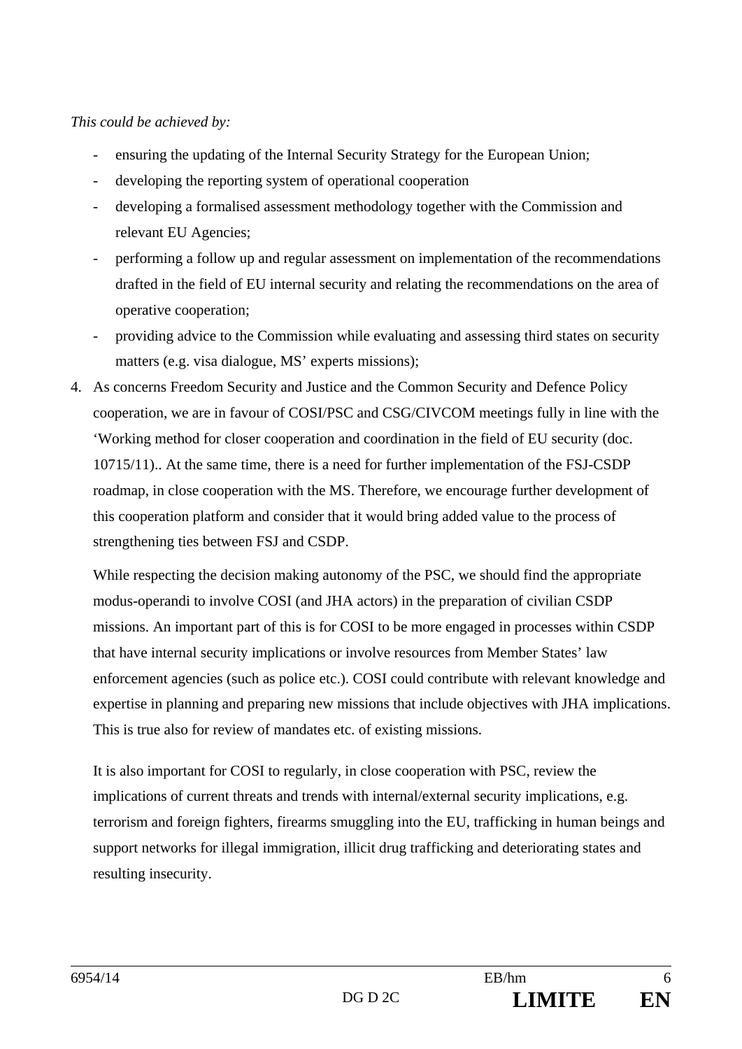*This could be achieved by:*

- ensuring the updating of the Internal Security Strategy for the European Union;
- developing the reporting system of operational cooperation
- developing a formalised assessment methodology together with the Commission and relevant EU Agencies;
- performing a follow up and regular assessment on implementation of the recommendations drafted in the field of EU internal security and relating the recommendations on the area of operative cooperation;
- providing advice to the Commission while evaluating and assessing third states on security matters (e.g. visa dialogue, MS' experts missions);

4. As concerns Freedom Security and Justice and the Common Security and Defence Policy cooperation, we are in favour of COSI/PSC and CSG/CIVCOM meetings fully in line with the 'Working method for closer cooperation and coordination in the field of EU security (doc. 10715/11).. At the same time, there is a need for further implementation of the FSJ-CSDP roadmap, in close cooperation with the MS. Therefore, we encourage further development of this cooperation platform and consider that it would bring added value to the process of strengthening ties between FSJ and CSDP.

   While respecting the decision making autonomy of the PSC, we should find the appropriate modus-operandi to involve COSI (and JHA actors) in the preparation of civilian CSDP missions. An important part of this is for COSI to be more engaged in processes within CSDP that have internal security implications or involve resources from Member States' law enforcement agencies (such as police etc.). COSI could contribute with relevant knowledge and expertise in planning and preparing new missions that include objectives with JHA implications. This is true also for review of mandates etc. of existing missions.

   It is also important for COSI to regularly, in close cooperation with PSC, review the implications of current threats and trends with internal/external security implications, e.g. terrorism and foreign fighters, firearms smuggling into the EU, trafficking in human beings and support networks for illegal immigration, illicit drug trafficking and deteriorating states and resulting insecurity.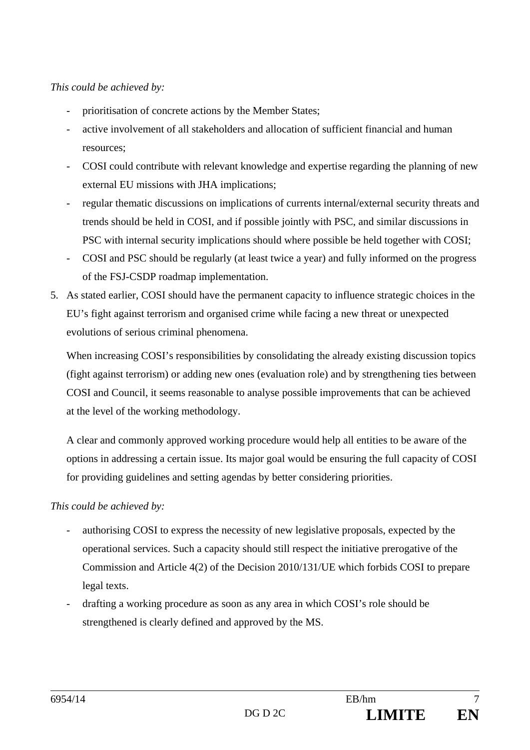*This could be achieved by:*

- prioritisation of concrete actions by the Member States;
- active involvement of all stakeholders and allocation of sufficient financial and human resources;
- COSI could contribute with relevant knowledge and expertise regarding the planning of new external EU missions with JHA implications;
- regular thematic discussions on implications of currents internal/external security threats and trends should be held in COSI, and if possible jointly with PSC, and similar discussions in PSC with internal security implications should where possible be held together with COSI;
- COSI and PSC should be regularly (at least twice a year) and fully informed on the progress of the FSJ-CSDP roadmap implementation.

5. As stated earlier, COSI should have the permanent capacity to influence strategic choices in the EU's fight against terrorism and organised crime while facing a new threat or unexpected evolutions of serious criminal phenomena.

   When increasing COSI's responsibilities by consolidating the already existing discussion topics (fight against terrorism) or adding new ones (evaluation role) and by strengthening ties between COSI and Council, it seems reasonable to analyse possible improvements that can be achieved at the level of the working methodology.

   A clear and commonly approved working procedure would help all entities to be aware of the options in addressing a certain issue. Its major goal would be ensuring the full capacity of COSI for providing guidelines and setting agendas by better considering priorities.

*This could be achieved by:*

- authorising COSI to express the necessity of new legislative proposals, expected by the operational services. Such a capacity should still respect the initiative prerogative of the Commission and Article 4(2) of the Decision 2010/131/UE which forbids COSI to prepare legal texts.
- drafting a working procedure as soon as any area in which COSI's role should be strengthened is clearly defined and approved by the MS.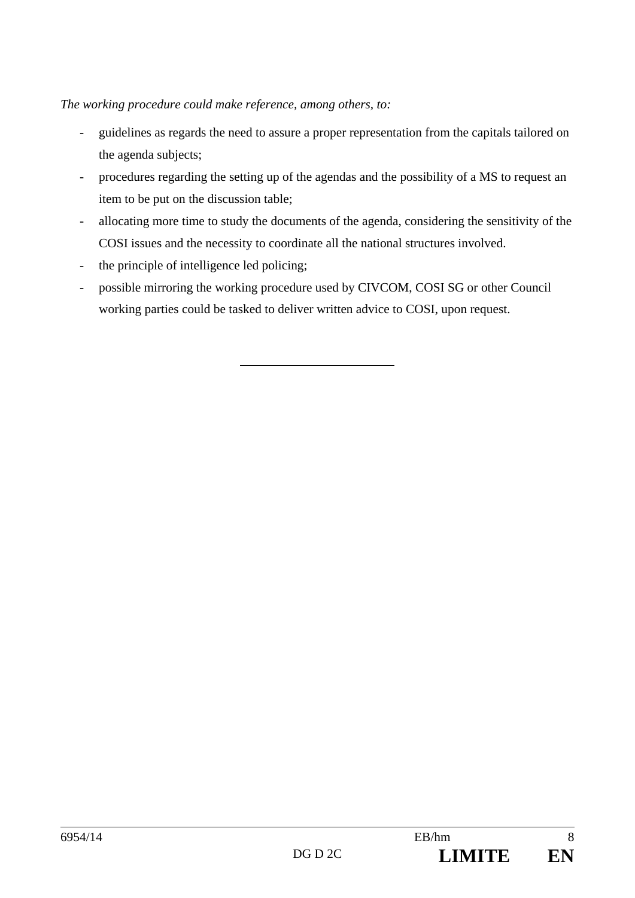*The working procedure could make reference, among others, to:*

- guidelines as regards the need to assure a proper representation from the capitals tailored on the agenda subjects;
- procedures regarding the setting up of the agendas and the possibility of a MS to request an item to be put on the discussion table;
- allocating more time to study the documents of the agenda, considering the sensitivity of the COSI issues and the necessity to coordinate all the national structures involved.
- the principle of intelligence led policing;
- possible mirroring the working procedure used by CIVCOM, COSI SG or other Council working parties could be tasked to deliver written advice to COSI, upon request.